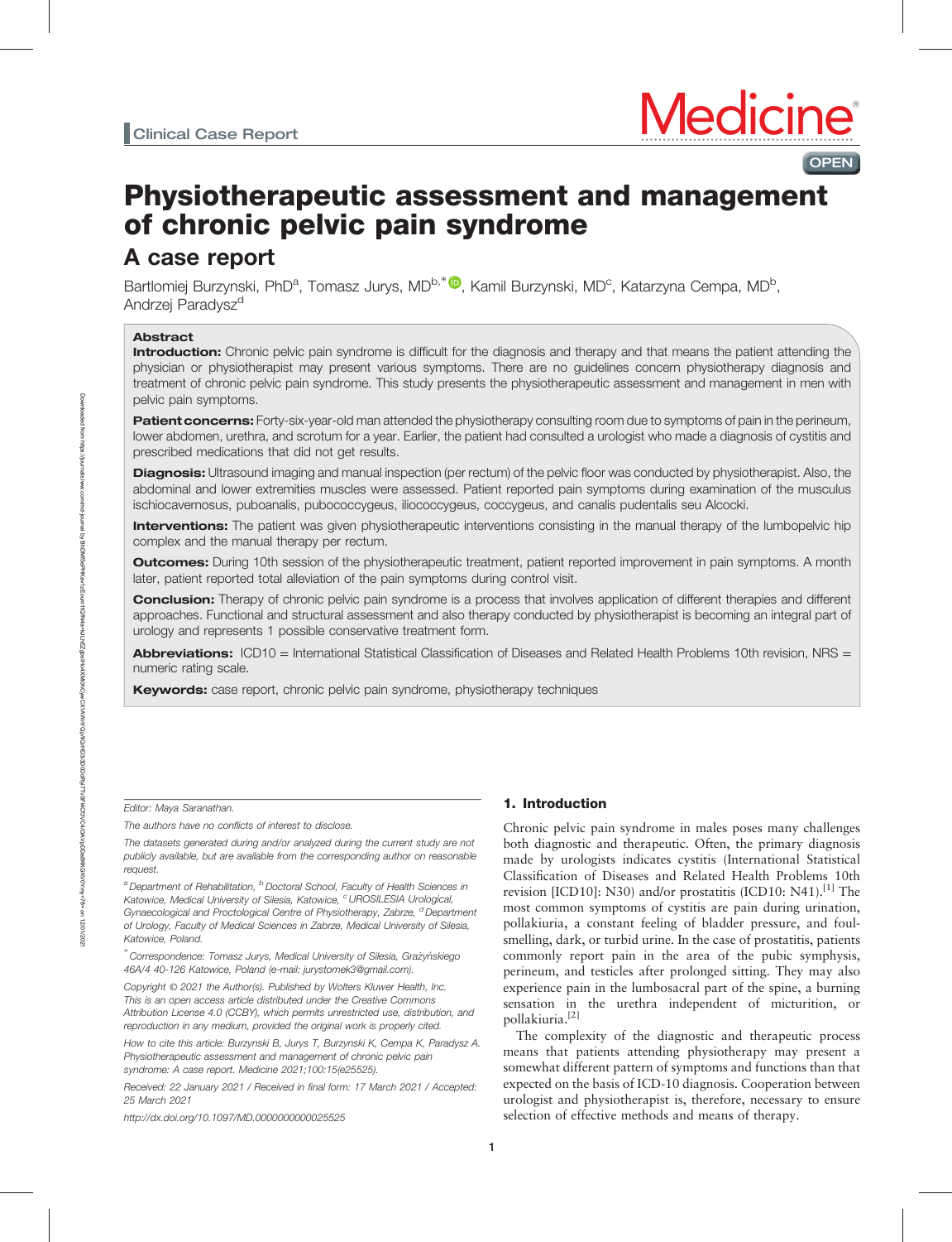Clinical Case Report

# Physiotherapeutic assessment and management of chronic pelvic pain syndrome

## A case report

Bartlomiej Burzynski, PhD[a], Tomasz Jurys, MD[b,*], Kamil Burzynski, MD[c], Katarzyna Cempa, MD[b], Andrzej Paradysz[d]

### Abstract

**Introduction:** Chronic pelvic pain syndrome is difficult for the diagnosis and therapy and that means the patient attending the physician or physiotherapist may present various symptoms. There are no guidelines concern physiotherapy diagnosis and treatment of chronic pelvic pain syndrome. This study presents the physiotherapeutic assessment and management in men with pelvic pain symptoms.

**Patient concerns:** Forty-six-year-old man attended the physiotherapy consulting room due to symptoms of pain in the perineum, lower abdomen, urethra, and scrotum for a year. Earlier, the patient had consulted a urologist who made a diagnosis of cystitis and prescribed medications that did not get results.

**Diagnosis:** Ultrasound imaging and manual inspection (per rectum) of the pelvic floor was conducted by physiotherapist. Also, the abdominal and lower extremities muscles were assessed. Patient reported pain symptoms during examination of the musculus ischiocavernosus, puboanalis, pubococcygeus, iliococcygeus, coccygeus, and canalis pudentalis seu Alcocki.

**Interventions:** The patient was given physiotherapeutic interventions consisting in the manual therapy of the lumbopelvic hip complex and the manual therapy per rectum.

**Outcomes:** During 10th session of the physiotherapeutic treatment, patient reported improvement in pain symptoms. A month later, patient reported total alleviation of the pain symptoms during control visit.

**Conclusion:** Therapy of chronic pelvic pain syndrome is a process that involves application of different therapies and different approaches. Functional and structural assessment and also therapy conducted by physiotherapist is becoming an integral part of urology and represents 1 possible conservative treatment form.

**Abbreviations:** ICD10 = International Statistical Classification of Diseases and Related Health Problems 10th revision, NRS = numeric rating scale.

**Keywords:** case report, chronic pelvic pain syndrome, physiotherapy techniques

Editor: Maya Saranathan.

The authors have no conflicts of interest to disclose.

The datasets generated during and/or analyzed during the current study are not publicly available, but are available from the corresponding author on reasonable request.

[a] Department of Rehabilitation, [b] Doctoral School, Faculty of Health Sciences in Katowice, Medical University of Silesia, Katowice, [c] UROSILESIA Urological, Gynaecological and Proctological Centre of Physiotherapy, Zabrze, [d] Department of Urology, Faculty of Medical Sciences in Zabrze, Medical University of Silesia, Katowice, Poland.

[*] Correspondence: Tomasz Jurys, Medical University of Silesia, Grażyńskiego 46A/4 40-126 Katowice, Poland (e-mail: jurystomek3@gmail.com).

Copyright © 2021 the Author(s). Published by Wolters Kluwer Health, Inc. This is an open access article distributed under the Creative Commons Attribution License 4.0 (CCBY), which permits unrestricted use, distribution, and reproduction in any medium, provided the original work is properly cited.

How to cite this article: Burzynski B, Jurys T, Burzynski K, Cempa K, Paradysz A. Physiotherapeutic assessment and management of chronic pelvic pain syndrome: A case report. Medicine 2021;100:15(e25525).

Received: 22 January 2021 / Received in final form: 17 March 2021 / Accepted: 25 March 2021

http://dx.doi.org/10.1097/MD.0000000000025525

## 1. Introduction

Chronic pelvic pain syndrome in males poses many challenges both diagnostic and therapeutic. Often, the primary diagnosis made by urologists indicates cystitis (International Statistical Classification of Diseases and Related Health Problems 10th revision [ICD10]: N30) and/or prostatitis (ICD10: N41).[1] The most common symptoms of cystitis are pain during urination, pollakiuria, a constant feeling of bladder pressure, and foul-smelling, dark, or turbid urine. In the case of prostatitis, patients commonly report pain in the area of the pubic symphysis, perineum, and testicles after prolonged sitting. They may also experience pain in the lumbosacral part of the spine, a burning sensation in the urethra independent of micturition, or pollakiuria.[2]

The complexity of the diagnostic and therapeutic process means that patients attending physiotherapy may present a somewhat different pattern of symptoms and functions than that expected on the basis of ICD-10 diagnosis. Cooperation between urologist and physiotherapist is, therefore, necessary to ensure selection of effective methods and means of therapy.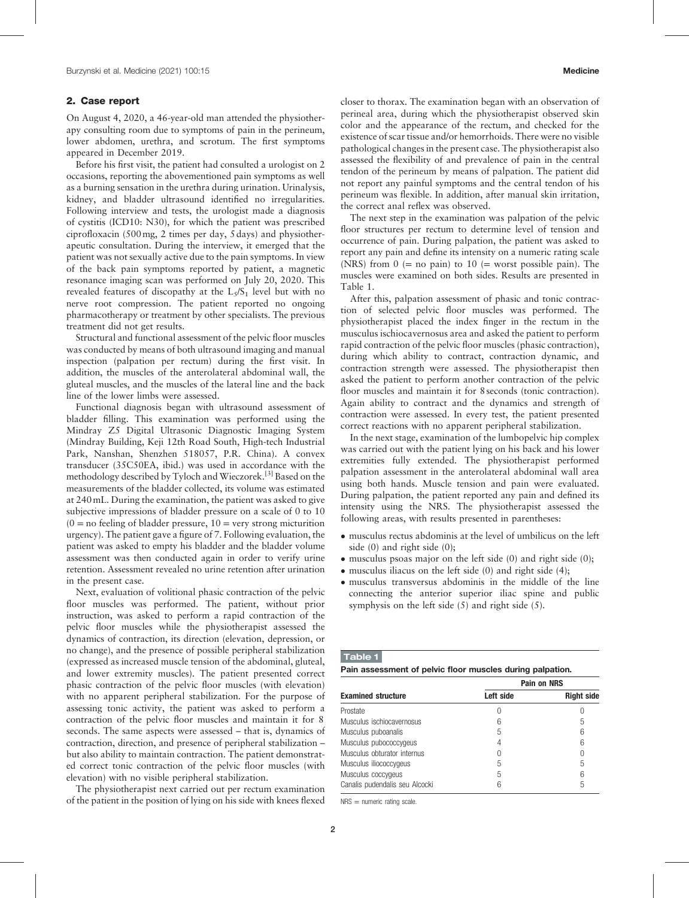## 2. Case report

On August 4, 2020, a 46-year-old man attended the physiotherapy consulting room due to symptoms of pain in the perineum, lower abdomen, urethra, and scrotum. The first symptoms appeared in December 2019.

Before his first visit, the patient had consulted a urologist on 2 occasions, reporting the abovementioned pain symptoms as well as a burning sensation in the urethra during urination. Urinalysis, kidney, and bladder ultrasound identified no irregularities. Following interview and tests, the urologist made a diagnosis of cystitis (ICD10: N30), for which the patient was prescribed ciprofloxacin (500 mg, 2 times per day, 5 days) and physiotherapeutic consultation. During the interview, it emerged that the patient was not sexually active due to the pain symptoms. In view of the back pain symptoms reported by patient, a magnetic resonance imaging scan was performed on July 20, 2020. This revealed features of discopathy at the $L_5/S_1$ level but with no nerve root compression. The patient reported no ongoing pharmacotherapy or treatment by other specialists. The previous treatment did not get results.

Structural and functional assessment of the pelvic floor muscles was conducted by means of both ultrasound imaging and manual inspection (palpation per rectum) during the first visit. In addition, the muscles of the anterolateral abdominal wall, the gluteal muscles, and the muscles of the lateral line and the back line of the lower limbs were assessed.

Functional diagnosis began with ultrasound assessment of bladder filling. This examination was performed using the Mindray Z5 Digital Ultrasonic Diagnostic Imaging System (Mindray Building, Keji 12th Road South, High-tech Industrial Park, Nanshan, Shenzhen 518057, P.R. China). A convex transducer (35C50EA, ibid.) was used in accordance with the methodology described by Tyloch and Wieczorek.[3] Based on the measurements of the bladder collected, its volume was estimated at 240 mL. During the examination, the patient was asked to give subjective impressions of bladder pressure on a scale of 0 to 10 (0 = no feeling of bladder pressure, 10 = very strong micturition urgency). The patient gave a figure of 7. Following evaluation, the patient was asked to empty his bladder and the bladder volume assessment was then conducted again in order to verify urine retention. Assessment revealed no urine retention after urination in the present case.

Next, evaluation of volitional phasic contraction of the pelvic floor muscles was performed. The patient, without prior instruction, was asked to perform a rapid contraction of the pelvic floor muscles while the physiotherapist assessed the dynamics of contraction, its direction (elevation, depression, or no change), and the presence of possible peripheral stabilization (expressed as increased muscle tension of the abdominal, gluteal, and lower extremity muscles). The patient presented correct phasic contraction of the pelvic floor muscles (with elevation) with no apparent peripheral stabilization. For the purpose of assessing tonic activity, the patient was asked to perform a contraction of the pelvic floor muscles and maintain it for 8 seconds. The same aspects were assessed – that is, dynamics of contraction, direction, and presence of peripheral stabilization – but also ability to maintain contraction. The patient demonstrated correct tonic contraction of the pelvic floor muscles (with elevation) with no visible peripheral stabilization.

The physiotherapist next carried out per rectum examination of the patient in the position of lying on his side with knees flexed closer to thorax. The examination began with an observation of perineal area, during which the physiotherapist observed skin color and the appearance of the rectum, and checked for the existence of scar tissue and/or hemorrhoids. There were no visible pathological changes in the present case. The physiotherapist also assessed the flexibility of and prevalence of pain in the central tendon of the perineum by means of palpation. The patient did not report any painful symptoms and the central tendon of his perineum was flexible. In addition, after manual skin irritation, the correct anal reflex was observed.

The next step in the examination was palpation of the pelvic floor structures per rectum to determine level of tension and occurrence of pain. During palpation, the patient was asked to report any pain and define its intensity on a numeric rating scale (NRS) from 0 (= no pain) to 10 (= worst possible pain). The muscles were examined on both sides. Results are presented in Table 1.

After this, palpation assessment of phasic and tonic contraction of selected pelvic floor muscles was performed. The physiotherapist placed the index finger in the rectum in the musculus ischiocavernosus area and asked the patient to perform rapid contraction of the pelvic floor muscles (phasic contraction), during which ability to contract, contraction dynamic, and contraction strength were assessed. The physiotherapist then asked the patient to perform another contraction of the pelvic floor muscles and maintain it for 8 seconds (tonic contraction). Again ability to contract and the dynamics and strength of contraction were assessed. In every test, the patient presented correct reactions with no apparent peripheral stabilization.

In the next stage, examination of the lumbopelvic hip complex was carried out with the patient lying on his back and his lower extremities fully extended. The physiotherapist performed palpation assessment in the anterolateral abdominal wall area using both hands. Muscle tension and pain were evaluated. During palpation, the patient reported any pain and defined its intensity using the NRS. The physiotherapist assessed the following areas, with results presented in parentheses:

- musculus rectus abdominis at the level of umbilicus on the left side (0) and right side (0);
- musculus psoas major on the left side (0) and right side (0);
- musculus iliacus on the left side (0) and right side (4);
- musculus transversus abdominis in the middle of the line connecting the anterior superior iliac spine and public symphysis on the left side (5) and right side (5).

**Table 1**

**Pain assessment of pelvic floor muscles during palpation.**

| Examined structure | Pain on NRS | |
|---|---|---|
| | Left side | Right side |
| Prostate | 0 | 0 |
| Musculus ischiocavernosus | 6 | 5 |
| Musculus puboanalis | 5 | 6 |
| Musculus pubococcygeus | 4 | 6 |
| Musculus obturator internus | 0 | 0 |
| Musculus iliococcygeus | 5 | 5 |
| Musculus coccygeus | 5 | 6 |
| Canalis pudendalis seu Alcocki | 6 | 5 |

NRS = numeric rating scale.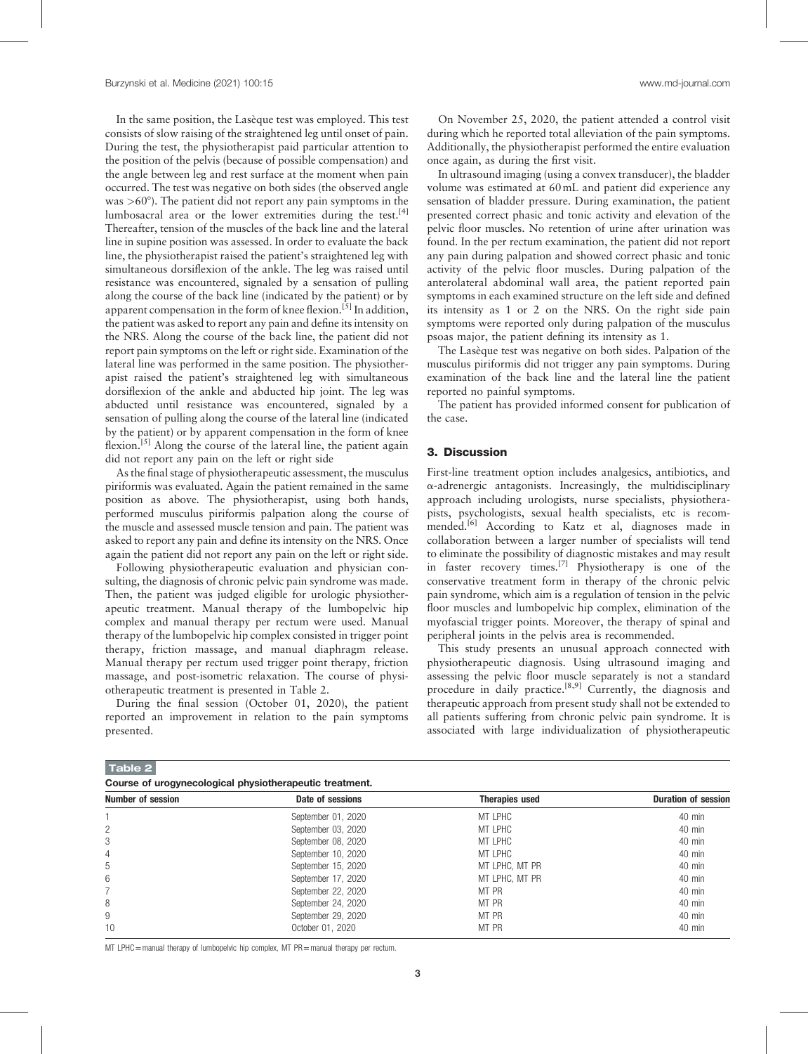In the same position, the Lasèque test was employed. This test consists of slow raising of the straightened leg until onset of pain. During the test, the physiotherapist paid particular attention to the position of the pelvis (because of possible compensation) and the angle between leg and rest surface at the moment when pain occurred. The test was negative on both sides (the observed angle was >60°). The patient did not report any pain symptoms in the lumbosacral area or the lower extremities during the test.[4] Thereafter, tension of the muscles of the back line and the lateral line in supine position was assessed. In order to evaluate the back line, the physiotherapist raised the patient's straightened leg with simultaneous dorsiflexion of the ankle. The leg was raised until resistance was encountered, signaled by a sensation of pulling along the course of the back line (indicated by the patient) or by apparent compensation in the form of knee flexion.[5] In addition, the patient was asked to report any pain and define its intensity on the NRS. Along the course of the back line, the patient did not report pain symptoms on the left or right side. Examination of the lateral line was performed in the same position. The physiotherapist raised the patient's straightened leg with simultaneous dorsiflexion of the ankle and abducted hip joint. The leg was abducted until resistance was encountered, signaled by a sensation of pulling along the course of the lateral line (indicated by the patient) or by apparent compensation in the form of knee flexion.[5] Along the course of the lateral line, the patient again did not report any pain on the left or right side

As the final stage of physiotherapeutic assessment, the musculus piriformis was evaluated. Again the patient remained in the same position as above. The physiotherapist, using both hands, performed musculus piriformis palpation along the course of the muscle and assessed muscle tension and pain. The patient was asked to report any pain and define its intensity on the NRS. Once again the patient did not report any pain on the left or right side.

Following physiotherapeutic evaluation and physician consulting, the diagnosis of chronic pelvic pain syndrome was made. Then, the patient was judged eligible for urologic physiotherapeutic treatment. Manual therapy of the lumbopelvic hip complex and manual therapy per rectum were used. Manual therapy of the lumbopelvic hip complex consisted in trigger point therapy, friction massage, and manual diaphragm release. Manual therapy per rectum used trigger point therapy, friction massage, and post-isometric relaxation. The course of physiotherapeutic treatment is presented in Table 2.

During the final session (October 01, 2020), the patient reported an improvement in relation to the pain symptoms presented.

On November 25, 2020, the patient attended a control visit during which he reported total alleviation of the pain symptoms. Additionally, the physiotherapist performed the entire evaluation once again, as during the first visit.

In ultrasound imaging (using a convex transducer), the bladder volume was estimated at 60 mL and patient did experience any sensation of bladder pressure. During examination, the patient presented correct phasic and tonic activity and elevation of the pelvic floor muscles. No retention of urine after urination was found. In the per rectum examination, the patient did not report any pain during palpation and showed correct phasic and tonic activity of the pelvic floor muscles. During palpation of the anterolateral abdominal wall area, the patient reported pain symptoms in each examined structure on the left side and defined its intensity as 1 or 2 on the NRS. On the right side pain symptoms were reported only during palpation of the musculus psoas major, the patient defining its intensity as 1.

The Lasèque test was negative on both sides. Palpation of the musculus piriformis did not trigger any pain symptoms. During examination of the back line and the lateral line the patient reported no painful symptoms.

The patient has provided informed consent for publication of the case.

## 3. Discussion

First-line treatment option includes analgesics, antibiotics, and α-adrenergic antagonists. Increasingly, the multidisciplinary approach including urologists, nurse specialists, physiotherapists, psychologists, sexual health specialists, etc is recommended.[6] According to Katz et al, diagnoses made in collaboration between a larger number of specialists will tend to eliminate the possibility of diagnostic mistakes and may result in faster recovery times.[7] Physiotherapy is one of the conservative treatment form in therapy of the chronic pelvic pain syndrome, which aim is a regulation of tension in the pelvic floor muscles and lumbopelvic hip complex, elimination of the myofascial trigger points. Moreover, the therapy of spinal and peripheral joints in the pelvis area is recommended.

This study presents an unusual approach connected with physiotherapeutic diagnosis. Using ultrasound imaging and assessing the pelvic floor muscle separately is not a standard procedure in daily practice.[8,9] Currently, the diagnosis and therapeutic approach from present study shall not be extended to all patients suffering from chronic pelvic pain syndrome. It is associated with large individualization of physiotherapeutic

**Table 2**

**Course of urogynecological physiotherapeutic treatment.**

| Number of session | Date of sessions | Therapies used | Duration of session |
|---|---|---|---|
| 1 | September 01, 2020 | MT LPHC | 40 min |
| 2 | September 03, 2020 | MT LPHC | 40 min |
| 3 | September 08, 2020 | MT LPHC | 40 min |
| 4 | September 10, 2020 | MT LPHC | 40 min |
| 5 | September 15, 2020 | MT LPHC, MT PR | 40 min |
| 6 | September 17, 2020 | MT LPHC, MT PR | 40 min |
| 7 | September 22, 2020 | MT PR | 40 min |
| 8 | September 24, 2020 | MT PR | 40 min |
| 9 | September 29, 2020 | MT PR | 40 min |
| 10 | October 01, 2020 | MT PR | 40 min |

MT LPHC = manual therapy of lumbopelvic hip complex, MT PR = manual therapy per rectum.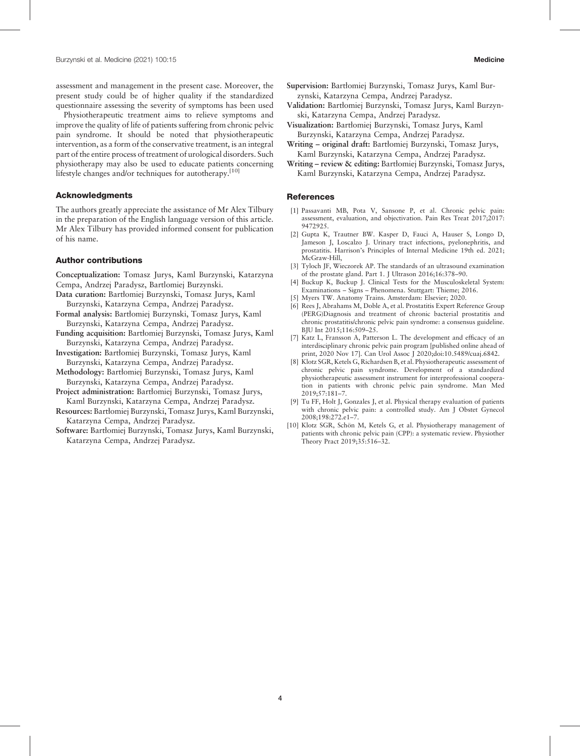assessment and management in the present case. Moreover, the present study could be of higher quality if the standardized questionnaire assessing the severity of symptoms has been used

Physiotherapeutic treatment aims to relieve symptoms and improve the quality of life of patients suffering from chronic pelvic pain syndrome. It should be noted that physiotherapeutic intervention, as a form of the conservative treatment, is an integral part of the entire process of treatment of urological disorders. Such physiotherapy may also be used to educate patients concerning lifestyle changes and/or techniques for autotherapy.[10]

## Acknowledgments

The authors greatly appreciate the assistance of Mr Alex Tilbury in the preparation of the English language version of this article. Mr Alex Tilbury has provided informed consent for publication of his name.

## Author contributions

**Conceptualization:** Tomasz Jurys, Kaml Burzynski, Katarzyna Cempa, Andrzej Paradysz, Bartlomiej Burzynski.

**Data curation:** Bartłomiej Burzynski, Tomasz Jurys, Kaml Burzynski, Katarzyna Cempa, Andrzej Paradysz.

**Formal analysis:** Bartłomiej Burzynski, Tomasz Jurys, Kaml Burzynski, Katarzyna Cempa, Andrzej Paradysz.

**Funding acquisition:** Bartłomiej Burzynski, Tomasz Jurys, Kaml Burzynski, Katarzyna Cempa, Andrzej Paradysz.

**Investigation:** Bartłomiej Burzynski, Tomasz Jurys, Kaml Burzynski, Katarzyna Cempa, Andrzej Paradysz.

**Methodology:** Bartłomiej Burzynski, Tomasz Jurys, Kaml Burzynski, Katarzyna Cempa, Andrzej Paradysz.

**Project administration:** Bartłomiej Burzynski, Tomasz Jurys, Kaml Burzynski, Katarzyna Cempa, Andrzej Paradysz.

**Resources:** Bartłomiej Burzynski, Tomasz Jurys, Kaml Burzynski, Katarzyna Cempa, Andrzej Paradysz.

**Software:** Bartłomiej Burzynski, Tomasz Jurys, Kaml Burzynski, Katarzyna Cempa, Andrzej Paradysz.

**Supervision:** Bartłomiej Burzynski, Tomasz Jurys, Kaml Burzynski, Katarzyna Cempa, Andrzej Paradysz.

**Validation:** Bartłomiej Burzynski, Tomasz Jurys, Kaml Burzynski, Katarzyna Cempa, Andrzej Paradysz.

**Visualization:** Bartłomiej Burzynski, Tomasz Jurys, Kaml Burzynski, Katarzyna Cempa, Andrzej Paradysz.

**Writing – original draft:** Bartłomiej Burzynski, Tomasz Jurys, Kaml Burzynski, Katarzyna Cempa, Andrzej Paradysz.

**Writing – review & editing:** Bartłomiej Burzynski, Tomasz Jurys, Kaml Burzynski, Katarzyna Cempa, Andrzej Paradysz.

## References

[1] Passavanti MB, Pota V, Sansone P, et al. Chronic pelvic pain: assessment, evaluation, and objectivation. Pain Res Treat 2017;2017: 9472925.

[2] Gupta K, Trautner BW. Kasper D, Fauci A, Hauser S, Longo D, Jameson J, Loscalzo J. Urinary tract infections, pyelonephritis, and prostatitis. Harrison's Principles of Internal Medicine 19th ed. 2021; McGraw-Hill,

[3] Tyloch JF, Wieczorek AP. The standards of an ultrasound examination of the prostate gland. Part 1. J Ultrason 2016;16:378–90.

[4] Buckup K, Buckup J. Clinical Tests for the Musculoskeletal System: Examinations – Signs – Phenomena. Stuttgart: Thieme; 2016.

[5] Myers TW. Anatomy Trains. Amsterdam: Elsevier; 2020.

[6] Rees J, Abrahams M, Doble A, et al. Prostatitis Expert Reference Group (PERG)Diagnosis and treatment of chronic bacterial prostatitis and chronic prostatitis/chronic pelvic pain syndrome: a consensus guideline. BJU Int 2015;116:509–25.

[7] Katz L, Fransson A, Patterson L. The development and efficacy of an interdisciplinary chronic pelvic pain program [published online ahead of print, 2020 Nov 17]. Can Urol Assoc J 2020;doi:10.5489/cuaj.6842.

[8] Klotz SGR, Ketels G, Richardsen B, et al. Physiotherapeutic assessment of chronic pelvic pain syndrome. Development of a standardized physiotherapeutic assessment instrument for interprofessional cooperation in patients with chronic pelvic pain syndrome. Man Med 2019;57:181–7.

[9] Tu FF, Holt J, Gonzales J, et al. Physical therapy evaluation of patients with chronic pelvic pain: a controlled study. Am J Obstet Gynecol 2008;198:272.e1–7.

[10] Klotz SGR, Schön M, Ketels G, et al. Physiotherapy management of patients with chronic pelvic pain (CPP): a systematic review. Physiother Theory Pract 2019;35:516–32.